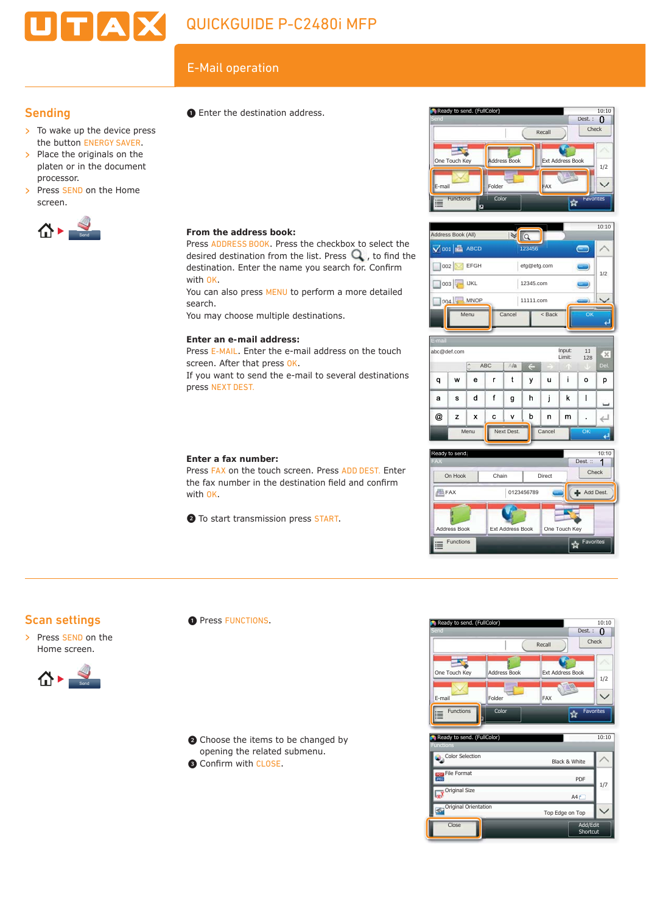# QUICKGUIDE P-C2480i MFP

## E-Mail operation

## Sending

- To wake up the device press the button ENERGY SAVER.
- Place the originals on the platen or in the document processor.
- Press SEND on the Home screen.

❶ Enter the destination address.

**From the address book:**
Press ADDRESS BOOK. Press the checkbox to select the desired destination from the list. Press , to find the destination. Enter the name you search for. Confirm with OK.
You can also press MENU to perform a more detailed search.
You may choose multiple destinations.

**Enter an e-mail address:**
Press E-MAIL. Enter the e-mail address on the touch screen. After that press OK.
If you want to send the e-mail to several destinations press NEXT DEST.

**Enter a fax number:**
Press FAX on the touch screen. Press ADD DEST. Enter the fax number in the destination field and confirm with OK.

❷ To start transmission press START.

## Scan settings

- Press SEND on the Home screen.

❶ Press FUNCTIONS.

❷ Choose the items to be changed by opening the related submenu.
❸ Confirm with CLOSE.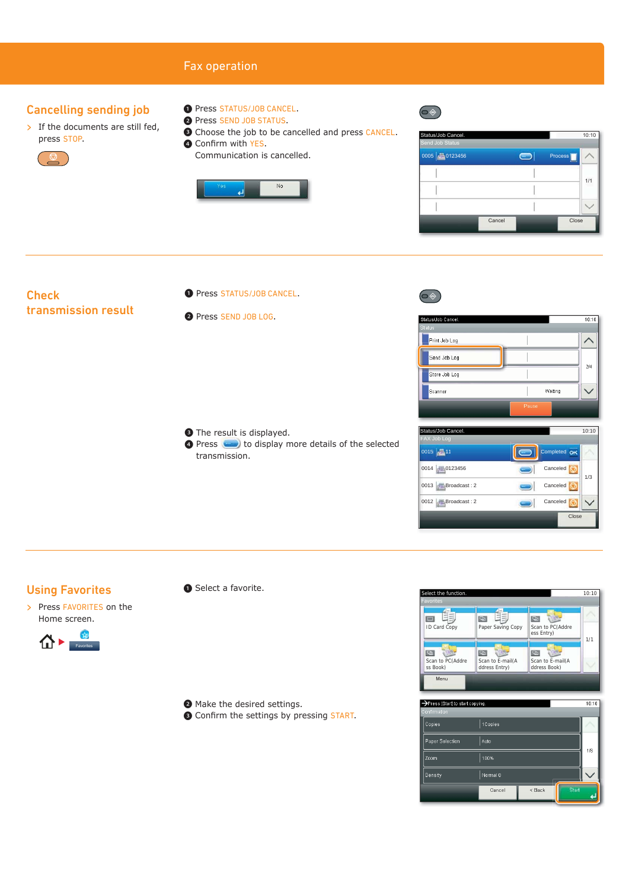# Fax operation

## Cancelling sending job

> If the documents are still fed, press STOP.

1. Press STATUS/JOB CANCEL.
2. Press SEND JOB STATUS.
3. Choose the job to be cancelled and press CANCEL.
4. Confirm with YES.

Communication is cancelled.

## Check transmission result

1. Press STATUS/JOB CANCEL.
2. Press SEND JOB LOG.
3. The result is displayed.
4. Press [details key] to display more details of the selected transmission.

## Using Favorites

> Press FAVORITES on the Home screen.

1. Select a favorite.
2. Make the desired settings.
3. Confirm the settings by pressing START.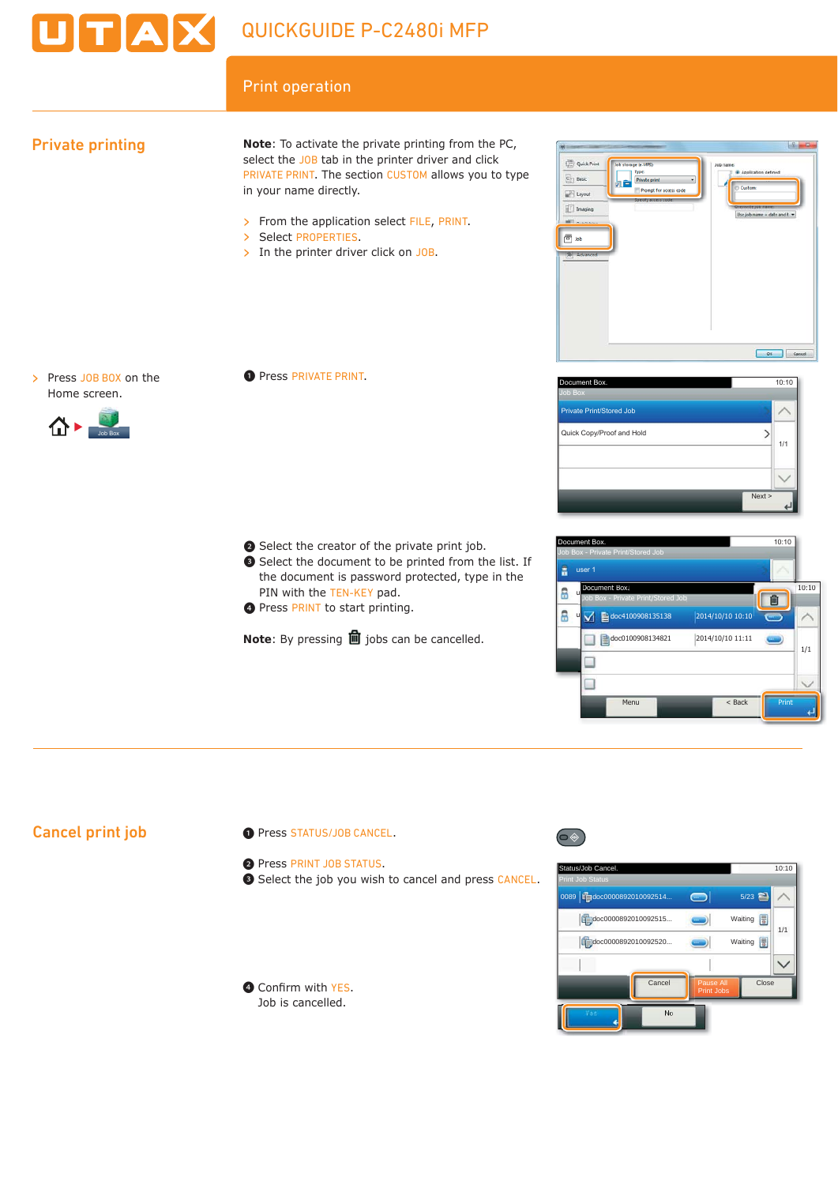# QUICKGUIDE P-C2480i MFP

## Print operation

## Private printing

**Note**: To activate the private printing from the PC, select the JOB tab in the printer driver and click PRIVATE PRINT. The section CUSTOM allows you to type in your name directly.

- From the application select FILE, PRINT.
- Select PROPERTIES.
- In the printer driver click on JOB.

- Press JOB BOX on the Home screen.

1. Press PRIVATE PRINT.

2. Select the creator of the private print job.
3. Select the document to be printed from the list. If the document is password protected, type in the PIN with the TEN-KEY pad.
4. Press PRINT to start printing.

**Note**: By pressing 🗑 jobs can be cancelled.

## Cancel print job

1. Press STATUS/JOB CANCEL.

2. Press PRINT JOB STATUS.
3. Select the job you wish to cancel and press CANCEL.

4. Confirm with YES. Job is cancelled.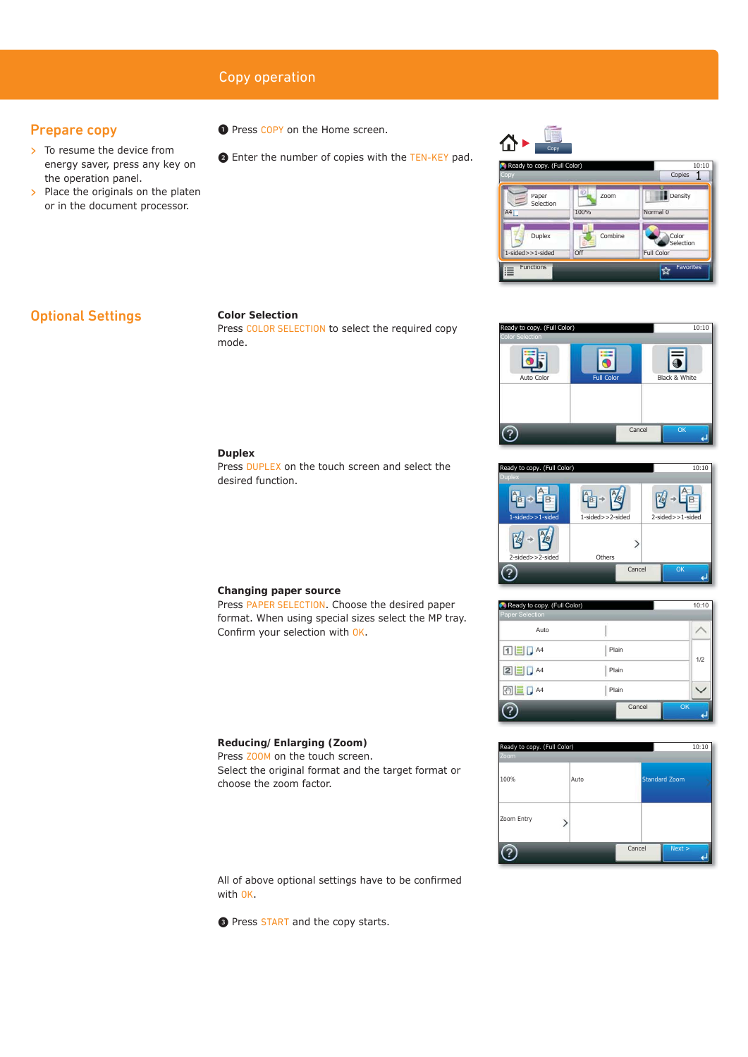# Copy operation

## Prepare copy

- To resume the device from energy saver, press any key on the operation panel.
- Place the originals on the platen or in the document processor.

1. Press COPY on the Home screen.
2. Enter the number of copies with the TEN-KEY pad.

## Optional Settings

### Color Selection

Press COLOR SELECTION to select the required copy mode.

### Duplex

Press DUPLEX on the touch screen and select the desired function.

### Changing paper source

Press PAPER SELECTION. Choose the desired paper format. When using special sizes select the MP tray. Confirm your selection with OK.

### Reducing/ Enlarging (Zoom)

Press ZOOM on the touch screen.
Select the original format and the target format or choose the zoom factor.

All of above optional settings have to be confirmed with OK.

3. Press START and the copy starts.